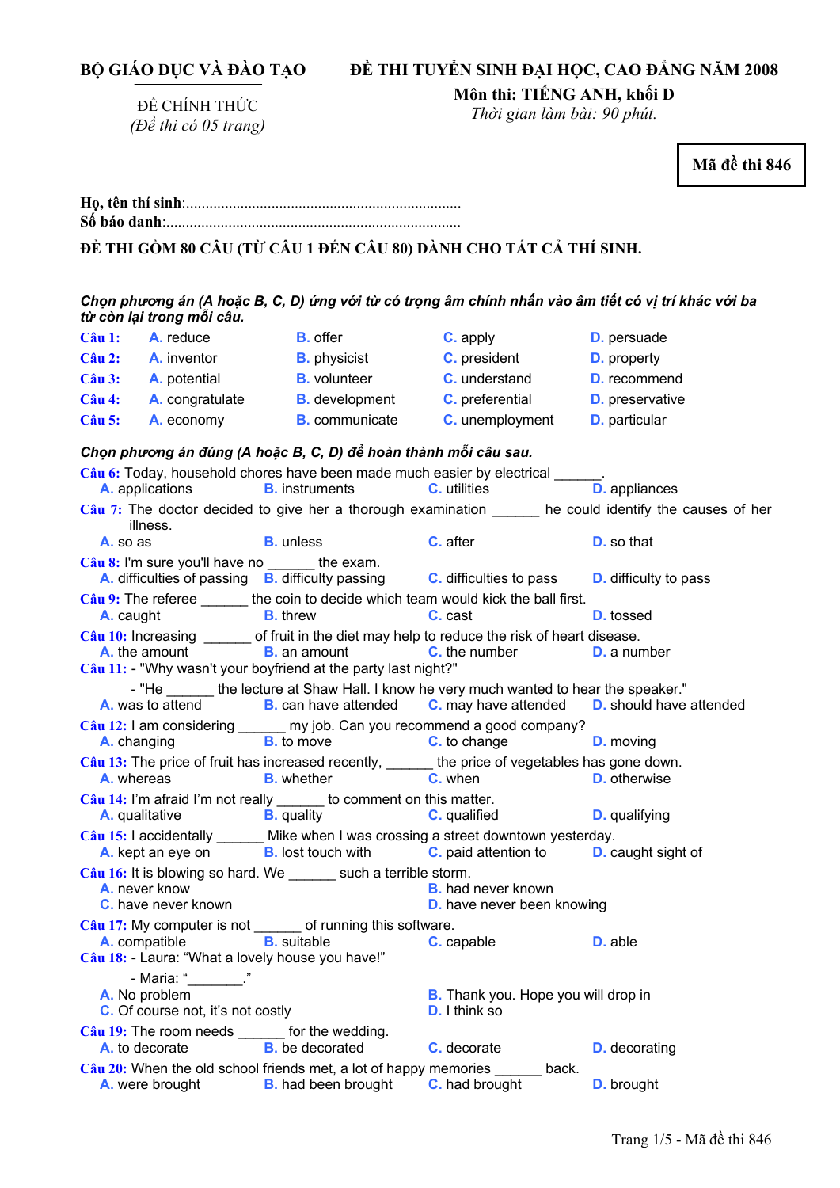**BỘ GIÁO DỤC VÀ ĐÀO TẠO**

ĐỀ CHÍNH THỨC
*(Đề thi có 05 trang)*

**ĐỀ THI TUYỂN SINH ĐẠI HỌC, CAO ĐẲNG NĂM 2008**
**Môn thi: TIẾNG ANH, khối D**
*Thời gian làm bài: 90 phút.*

**Mã đề thi 846**

**Họ, tên thí sinh**:..........................................................................
**Số báo danh**:................................................................................

**ĐỀ THI GỒM 80 CÂU (TỪ CÂU 1 ĐẾN CÂU 80) DÀNH CHO TẤT CẢ THÍ SINH.**

***Chọn phương án (A hoặc B, C, D) ứng với từ có trọng âm chính nhấn vào âm tiết có vị trí khác với ba từ còn lại trong mỗi câu.***

**Câu 1:** A. reduce B. offer C. apply D. persuade
**Câu 2:** A. inventor B. physicist C. president D. property
**Câu 3:** A. potential B. volunteer C. understand D. recommend
**Câu 4:** A. congratulate B. development C. preferential D. preservative
**Câu 5:** A. economy B. communicate C. unemployment D. particular

***Chọn phương án đúng (A hoặc B, C, D) để hoàn thành mỗi câu sau.***

**Câu 6:** Today, household chores have been made much easier by electrical ______.
A. applications B. instruments C. utilities D. appliances

**Câu 7:** The doctor decided to give her a thorough examination ______ he could identify the causes of her illness.
A. so as B. unless C. after D. so that

**Câu 8:** I'm sure you'll have no ______ the exam.
A. difficulties of passing B. difficulty passing C. difficulties to pass D. difficulty to pass

**Câu 9:** The referee ______ the coin to decide which team would kick the ball first.
A. caught B. threw C. cast D. tossed

**Câu 10:** Increasing ______ of fruit in the diet may help to reduce the risk of heart disease.
A. the amount B. an amount C. the number D. a number

**Câu 11:** - "Why wasn't your boyfriend at the party last night?"
- "He ______ the lecture at Shaw Hall. I know he very much wanted to hear the speaker."
A. was to attend B. can have attended C. may have attended D. should have attended

**Câu 12:** I am considering ______ my job. Can you recommend a good company?
A. changing B. to move C. to change D. moving

**Câu 13:** The price of fruit has increased recently, ______ the price of vegetables has gone down.
A. whereas B. whether C. when D. otherwise

**Câu 14:** I'm afraid I'm not really ______ to comment on this matter.
A. qualitative B. quality C. qualified D. qualifying

**Câu 15:** I accidentally ______ Mike when I was crossing a street downtown yesterday.
A. kept an eye on B. lost touch with C. paid attention to D. caught sight of

**Câu 16:** It is blowing so hard. We ______ such a terrible storm.
A. never know B. had never known
C. have never known D. have never been knowing

**Câu 17:** My computer is not ______ of running this software.
A. compatible B. suitable C. capable D. able

**Câu 18:** - Laura: "What a lovely house you have!"
- Maria: "_______."
A. No problem B. Thank you. Hope you will drop in
C. Of course not, it's not costly D. I think so

**Câu 19:** The room needs ______ for the wedding.
A. to decorate B. be decorated C. decorate D. decorating

**Câu 20:** When the old school friends met, a lot of happy memories ______ back.
A. were brought B. had been brought C. had brought D. brought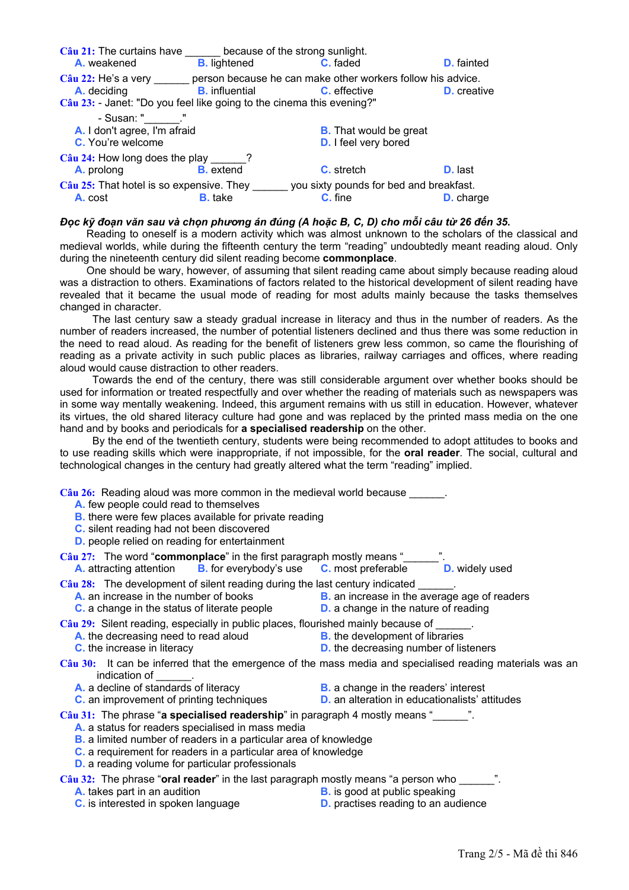**Câu 21:** The curtains have ______ because of the strong sunlight.

A. weakened B. lightened C. faded D. fainted

**Câu 22:** He's a very ______ person because he can make other workers follow his advice.

A. deciding B. influential C. effective D. creative

**Câu 23:** - Janet: "Do you feel like going to the cinema this evening?"

- Susan: "______."

A. I don't agree, I'm afraid B. That would be great
C. You're welcome D. I feel very bored

**Câu 24:** How long does the play ______?

A. prolong B. extend C. stretch D. last

**Câu 25:** That hotel is so expensive. They ______ you sixty pounds for bed and breakfast.

A. cost B. take C. fine D. charge

***Đọc kỹ đoạn văn sau và chọn phương án đúng (A hoặc B, C, D) cho mỗi câu từ 26 đến 35.***

Reading to oneself is a modern activity which was almost unknown to the scholars of the classical and medieval worlds, while during the fifteenth century the term "reading" undoubtedly meant reading aloud. Only during the nineteenth century did silent reading become **commonplace**.

One should be wary, however, of assuming that silent reading came about simply because reading aloud was a distraction to others. Examinations of factors related to the historical development of silent reading have revealed that it became the usual mode of reading for most adults mainly because the tasks themselves changed in character.

The last century saw a steady gradual increase in literacy and thus in the number of readers. As the number of readers increased, the number of potential listeners declined and thus there was some reduction in the need to read aloud. As reading for the benefit of listeners grew less common, so came the flourishing of reading as a private activity in such public places as libraries, railway carriages and offices, where reading aloud would cause distraction to other readers.

Towards the end of the century, there was still considerable argument over whether books should be used for information or treated respectfully and over whether the reading of materials such as newspapers was in some way mentally weakening. Indeed, this argument remains with us still in education. However, whatever its virtues, the old shared literacy culture had gone and was replaced by the printed mass media on the one hand and by books and periodicals for **a specialised readership** on the other.

By the end of the twentieth century, students were being recommended to adopt attitudes to books and to use reading skills which were inappropriate, if not impossible, for the **oral reader**. The social, cultural and technological changes in the century had greatly altered what the term "reading" implied.

**Câu 26:** Reading aloud was more common in the medieval world because ______.

A. few people could read to themselves
B. there were few places available for private reading
C. silent reading had not been discovered
D. people relied on reading for entertainment

**Câu 27:** The word "**commonplace**" in the first paragraph mostly means "______".

A. attracting attention B. for everybody's use C. most preferable D. widely used

**Câu 28:** The development of silent reading during the last century indicated ______.

A. an increase in the number of books B. an increase in the average age of readers
C. a change in the status of literate people D. a change in the nature of reading

**Câu 29:** Silent reading, especially in public places, flourished mainly because of ______.

A. the decreasing need to read aloud B. the development of libraries
C. the increase in literacy D. the decreasing number of listeners

**Câu 30:** It can be inferred that the emergence of the mass media and specialised reading materials was an indication of ______.

A. a decline of standards of literacy B. a change in the readers' interest
C. an improvement of printing techniques D. an alteration in educationalists' attitudes

**Câu 31:** The phrase "**a specialised readership**" in paragraph 4 mostly means "______".

A. a status for readers specialised in mass media
B. a limited number of readers in a particular area of knowledge
C. a requirement for readers in a particular area of knowledge
D. a reading volume for particular professionals

**Câu 32:** The phrase "**oral reader**" in the last paragraph mostly means "a person who ______".

A. takes part in an audition B. is good at public speaking
C. is interested in spoken language D. practises reading to an audience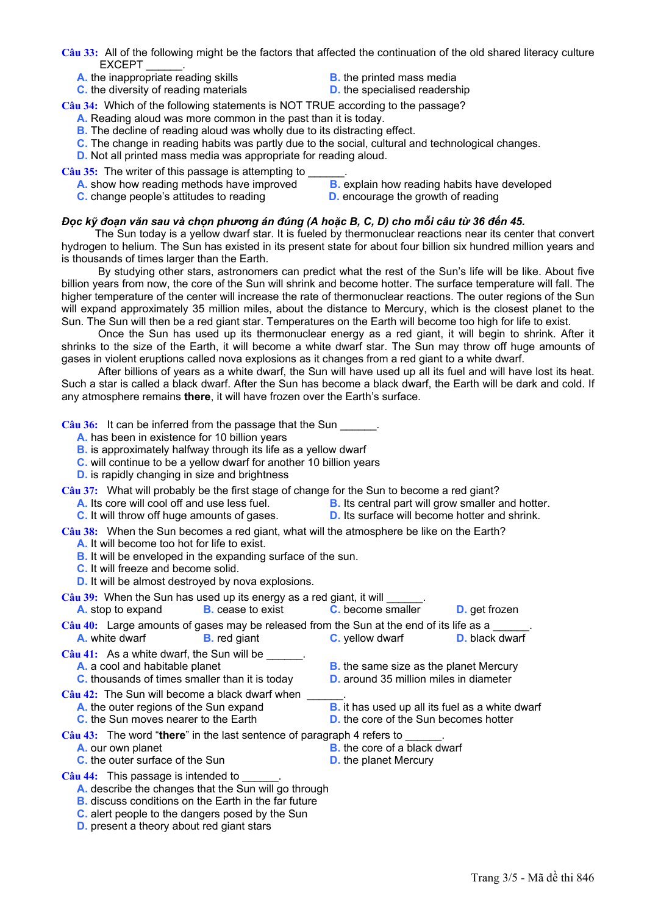**Câu 33:** All of the following might be the factors that affected the continuation of the old shared literacy culture EXCEPT ______.

A. the inappropriate reading skills
B. the printed mass media
C. the diversity of reading materials
D. the specialised readership

**Câu 34:** Which of the following statements is NOT TRUE according to the passage?

A. Reading aloud was more common in the past than it is today.
B. The decline of reading aloud was wholly due to its distracting effect.
C. The change in reading habits was partly due to the social, cultural and technological changes.
D. Not all printed mass media was appropriate for reading aloud.

**Câu 35:** The writer of this passage is attempting to ______.

A. show how reading methods have improved
B. explain how reading habits have developed
C. change people's attitudes to reading
D. encourage the growth of reading

***Đọc kỹ đoạn văn sau và chọn phương án đúng (A hoặc B, C, D) cho mỗi câu từ 36 đến 45.***

The Sun today is a yellow dwarf star. It is fueled by thermonuclear reactions near its center that convert hydrogen to helium. The Sun has existed in its present state for about four billion six hundred million years and is thousands of times larger than the Earth.

By studying other stars, astronomers can predict what the rest of the Sun's life will be like. About five billion years from now, the core of the Sun will shrink and become hotter. The surface temperature will fall. The higher temperature of the center will increase the rate of thermonuclear reactions. The outer regions of the Sun will expand approximately 35 million miles, about the distance to Mercury, which is the closest planet to the Sun. The Sun will then be a red giant star. Temperatures on the Earth will become too high for life to exist.

Once the Sun has used up its thermonuclear energy as a red giant, it will begin to shrink. After it shrinks to the size of the Earth, it will become a white dwarf star. The Sun may throw off huge amounts of gases in violent eruptions called nova explosions as it changes from a red giant to a white dwarf.

After billions of years as a white dwarf, the Sun will have used up all its fuel and will have lost its heat. Such a star is called a black dwarf. After the Sun has become a black dwarf, the Earth will be dark and cold. If any atmosphere remains **there**, it will have frozen over the Earth's surface.

**Câu 36:** It can be inferred from the passage that the Sun ______.

A. has been in existence for 10 billion years
B. is approximately halfway through its life as a yellow dwarf
C. will continue to be a yellow dwarf for another 10 billion years
D. is rapidly changing in size and brightness

**Câu 37:** What will probably be the first stage of change for the Sun to become a red giant?

A. Its core will cool off and use less fuel.
B. Its central part will grow smaller and hotter.
C. It will throw off huge amounts of gases.
D. Its surface will become hotter and shrink.

**Câu 38:** When the Sun becomes a red giant, what will the atmosphere be like on the Earth?

A. It will become too hot for life to exist.
B. It will be enveloped in the expanding surface of the sun.
C. It will freeze and become solid.
D. It will be almost destroyed by nova explosions.

**Câu 39:** When the Sun has used up its energy as a red giant, it will ______.

A. stop to expand
B. cease to exist
C. become smaller
D. get frozen

**Câu 40:** Large amounts of gases may be released from the Sun at the end of its life as a ______.

A. white dwarf
B. red giant
C. yellow dwarf
D. black dwarf

**Câu 41:** As a white dwarf, the Sun will be ______.

A. a cool and habitable planet
B. the same size as the planet Mercury
C. thousands of times smaller than it is today
D. around 35 million miles in diameter

**Câu 42:** The Sun will become a black dwarf when ______.

A. the outer regions of the Sun expand
B. it has used up all its fuel as a white dwarf
C. the Sun moves nearer to the Earth
D. the core of the Sun becomes hotter

**Câu 43:** The word "**there**" in the last sentence of paragraph 4 refers to ______.

A. our own planet
B. the core of a black dwarf
C. the outer surface of the Sun
D. the planet Mercury

**Câu 44:** This passage is intended to ______.

A. describe the changes that the Sun will go through
B. discuss conditions on the Earth in the far future
C. alert people to the dangers posed by the Sun
D. present a theory about red giant stars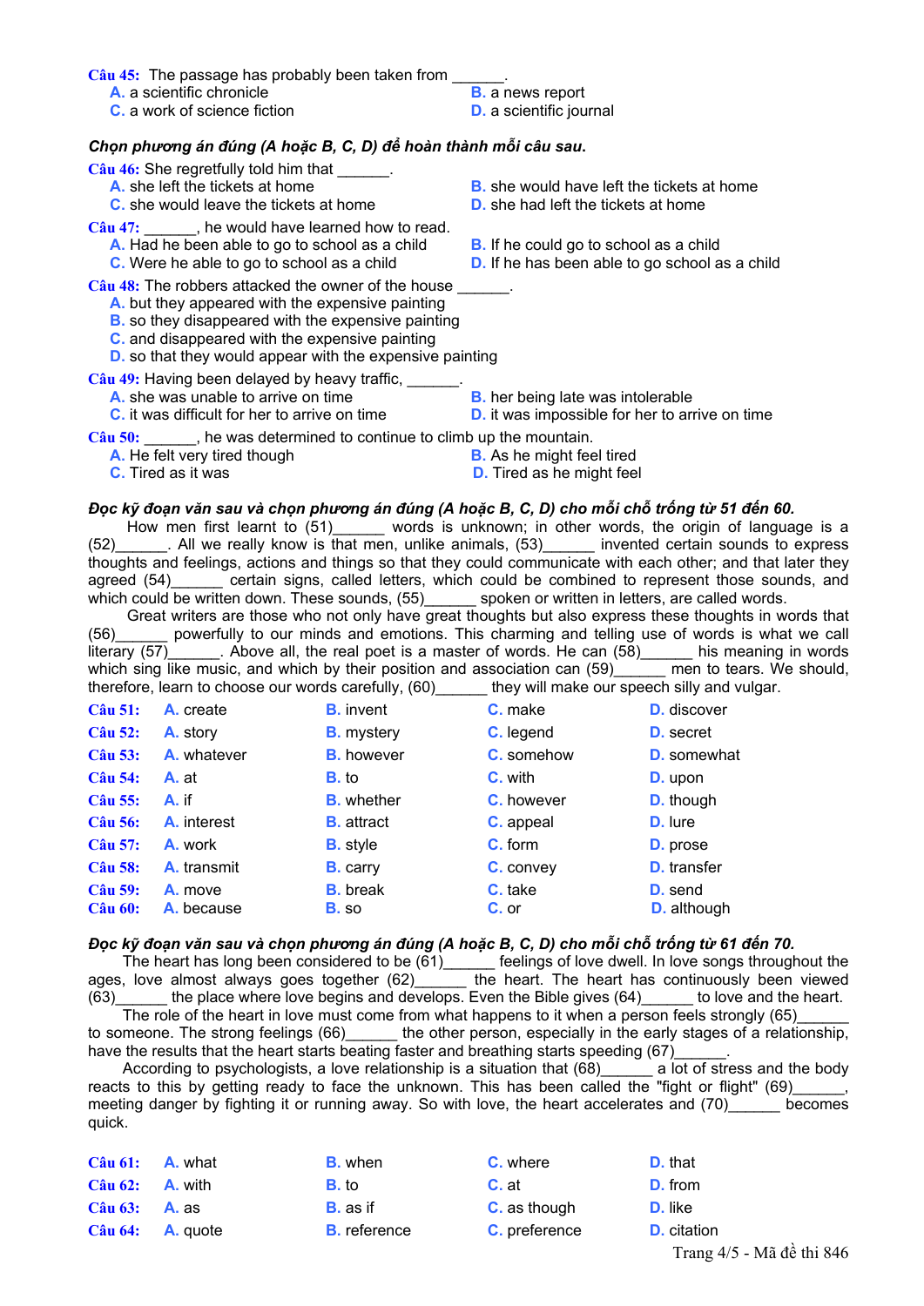**Câu 45:** The passage has probably been taken from ______.
A. a scientific chronicle
B. a news report
C. a work of science fiction
D. a scientific journal

***Chọn phương án đúng (A hoặc B, C, D) để hoàn thành mỗi câu sau.***

**Câu 46:** She regretfully told him that ______.
A. she left the tickets at home
B. she would have left the tickets at home
C. she would leave the tickets at home
D. she had left the tickets at home

**Câu 47:** ______, he would have learned how to read.
A. Had he been able to go to school as a child
B. If he could go to school as a child
C. Were he able to go to school as a child
D. If he has been able to go school as a child

**Câu 48:** The robbers attacked the owner of the house ______.
A. but they appeared with the expensive painting
B. so they disappeared with the expensive painting
C. and disappeared with the expensive painting
D. so that they would appear with the expensive painting

**Câu 49:** Having been delayed by heavy traffic, ______.
A. she was unable to arrive on time
B. her being late was intolerable
C. it was difficult for her to arrive on time
D. it was impossible for her to arrive on time

**Câu 50:** ______, he was determined to continue to climb up the mountain.
A. He felt very tired though
B. As he might feel tired
C. Tired as it was
D. Tired as he might feel

***Đọc kỹ đoạn văn sau và chọn phương án đúng (A hoặc B, C, D) cho mỗi chỗ trống từ 51 đến 60.***

How men first learnt to (51)______ words is unknown; in other words, the origin of language is a (52)______. All we really know is that men, unlike animals, (53)______ invented certain sounds to express thoughts and feelings, actions and things so that they could communicate with each other; and that later they agreed (54)______ certain signs, called letters, which could be combined to represent those sounds, and which could be written down. These sounds, (55)______ spoken or written in letters, are called words.

Great writers are those who not only have great thoughts but also express these thoughts in words that (56)______ powerfully to our minds and emotions. This charming and telling use of words is what we call literary (57)______. Above all, the real poet is a master of words. He can (58)______ his meaning in words which sing like music, and which by their position and association can (59)______ men to tears. We should, therefore, learn to choose our words carefully, (60)______ they will make our speech silly and vulgar.

| | A | B | C | D |
|---|---|---|---|---|
| **Câu 51:** | A. create | B. invent | C. make | D. discover |
| **Câu 52:** | A. story | B. mystery | C. legend | D. secret |
| **Câu 53:** | A. whatever | B. however | C. somehow | D. somewhat |
| **Câu 54:** | A. at | B. to | C. with | D. upon |
| **Câu 55:** | A. if | B. whether | C. however | D. though |
| **Câu 56:** | A. interest | B. attract | C. appeal | D. lure |
| **Câu 57:** | A. work | B. style | C. form | D. prose |
| **Câu 58:** | A. transmit | B. carry | C. convey | D. transfer |
| **Câu 59:** | A. move | B. break | C. take | D. send |
| **Câu 60:** | A. because | B. so | C. or | D. although |

***Đọc kỹ đoạn văn sau và chọn phương án đúng (A hoặc B, C, D) cho mỗi chỗ trống từ 61 đến 70.***

The heart has long been considered to be (61)______ feelings of love dwell. In love songs throughout the ages, love almost always goes together (62)______ the heart. The heart has continuously been viewed (63)______ the place where love begins and develops. Even the Bible gives (64)______ to love and the heart.

The role of the heart in love must come from what happens to it when a person feels strongly (65)______ to someone. The strong feelings (66)______ the other person, especially in the early stages of a relationship, have the results that the heart starts beating faster and breathing starts speeding (67)______.

According to psychologists, a love relationship is a situation that (68)______ a lot of stress and the body reacts to this by getting ready to face the unknown. This has been called the "fight or flight" (69)______, meeting danger by fighting it or running away. So with love, the heart accelerates and (70)______ becomes quick.

| | A | B | C | D |
|---|---|---|---|---|
| **Câu 61:** | A. what | B. when | C. where | D. that |
| **Câu 62:** | A. with | B. to | C. at | D. from |
| **Câu 63:** | A. as | B. as if | C. as though | D. like |
| **Câu 64:** | A. quote | B. reference | C. preference | D. citation |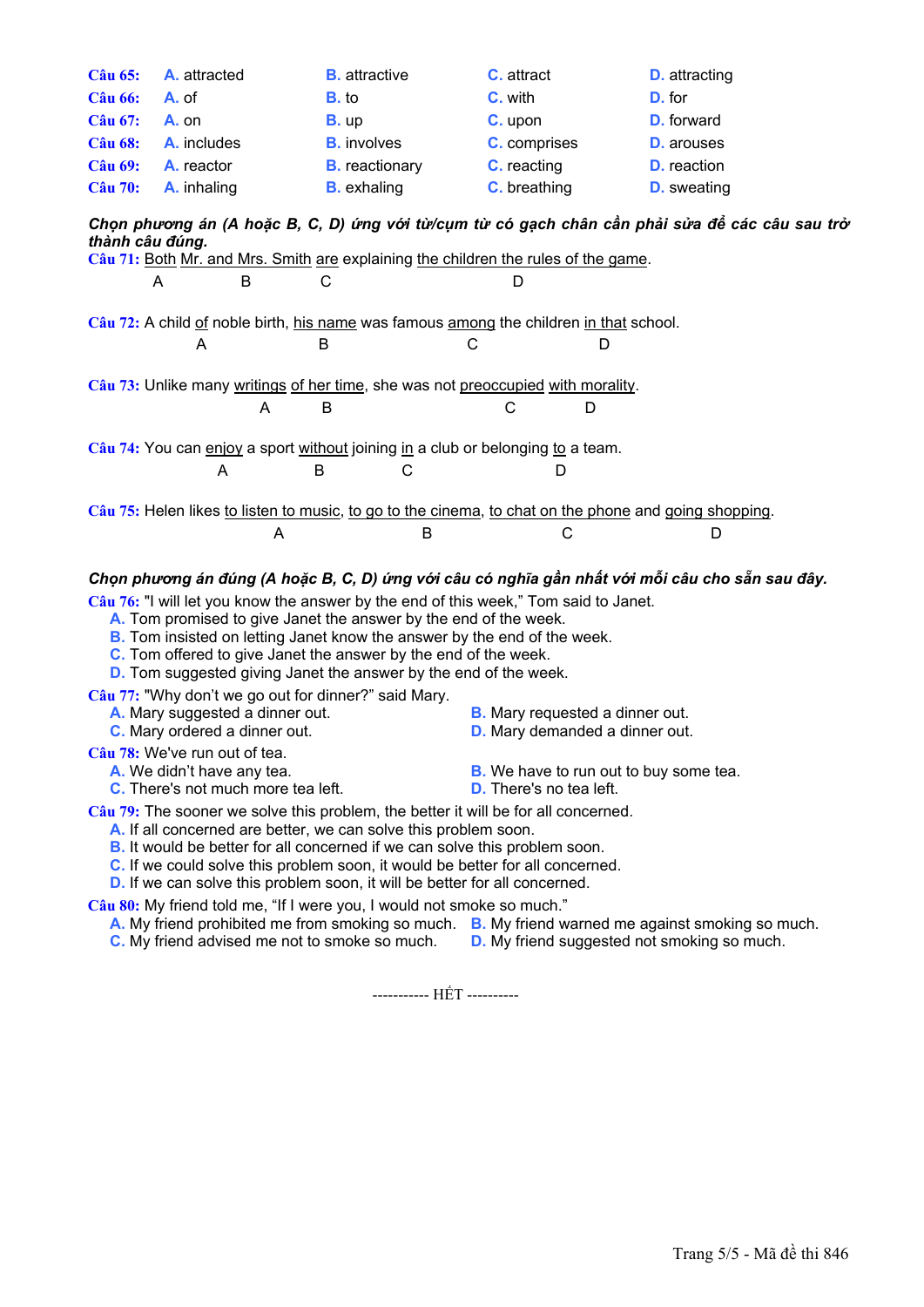**Câu 65:** A. attracted B. attractive C. attract D. attracting

**Câu 66:** A. of B. to C. with D. for

**Câu 67:** A. on B. up C. upon D. forward

**Câu 68:** A. includes B. involves C. comprises D. arouses

**Câu 69:** A. reactor B. reactionary C. reacting D. reaction

**Câu 70:** A. inhaling B. exhaling C. breathing D. sweating

***Chọn phương án (A hoặc B, C, D) ứng với từ/cụm từ có gạch chân cần phải sửa để các câu sau trở thành câu đúng.***

**Câu 71:** Both (A) Mr. and Mrs. Smith (B) are (C) explaining the children the rules of the game (D).

**Câu 72:** A child of (A) noble birth, his name (B) was famous among (C) the children in that (D) school.

**Câu 73:** Unlike many writings (A) of her time (B), she was not preoccupied (C) with morality (D).

**Câu 74:** You can enjoy (A) a sport without (B) joining in (C) a club or belonging to (D) a team.

**Câu 75:** Helen likes to listen to music (A), to go to the cinema (B), to chat on the phone (C) and going shopping (D).

***Chọn phương án đúng (A hoặc B, C, D) ứng với câu có nghĩa gần nhất với mỗi câu cho sẵn sau đây.***

**Câu 76:** "I will let you know the answer by the end of this week," Tom said to Janet.
- A. Tom promised to give Janet the answer by the end of the week.
- B. Tom insisted on letting Janet know the answer by the end of the week.
- C. Tom offered to give Janet the answer by the end of the week.
- D. Tom suggested giving Janet the answer by the end of the week.

**Câu 77:** "Why don't we go out for dinner?" said Mary.
- A. Mary suggested a dinner out.
- B. Mary requested a dinner out.
- C. Mary ordered a dinner out.
- D. Mary demanded a dinner out.

**Câu 78:** We've run out of tea.
- A. We didn't have any tea.
- B. We have to run out to buy some tea.
- C. There's not much more tea left.
- D. There's no tea left.

**Câu 79:** The sooner we solve this problem, the better it will be for all concerned.
- A. If all concerned are better, we can solve this problem soon.
- B. It would be better for all concerned if we can solve this problem soon.
- C. If we could solve this problem soon, it would be better for all concerned.
- D. If we can solve this problem soon, it will be better for all concerned.

**Câu 80:** My friend told me, "If I were you, I would not smoke so much."
- A. My friend prohibited me from smoking so much.
- B. My friend warned me against smoking so much.
- C. My friend advised me not to smoke so much.
- D. My friend suggested not smoking so much.

----------- HẾT ----------